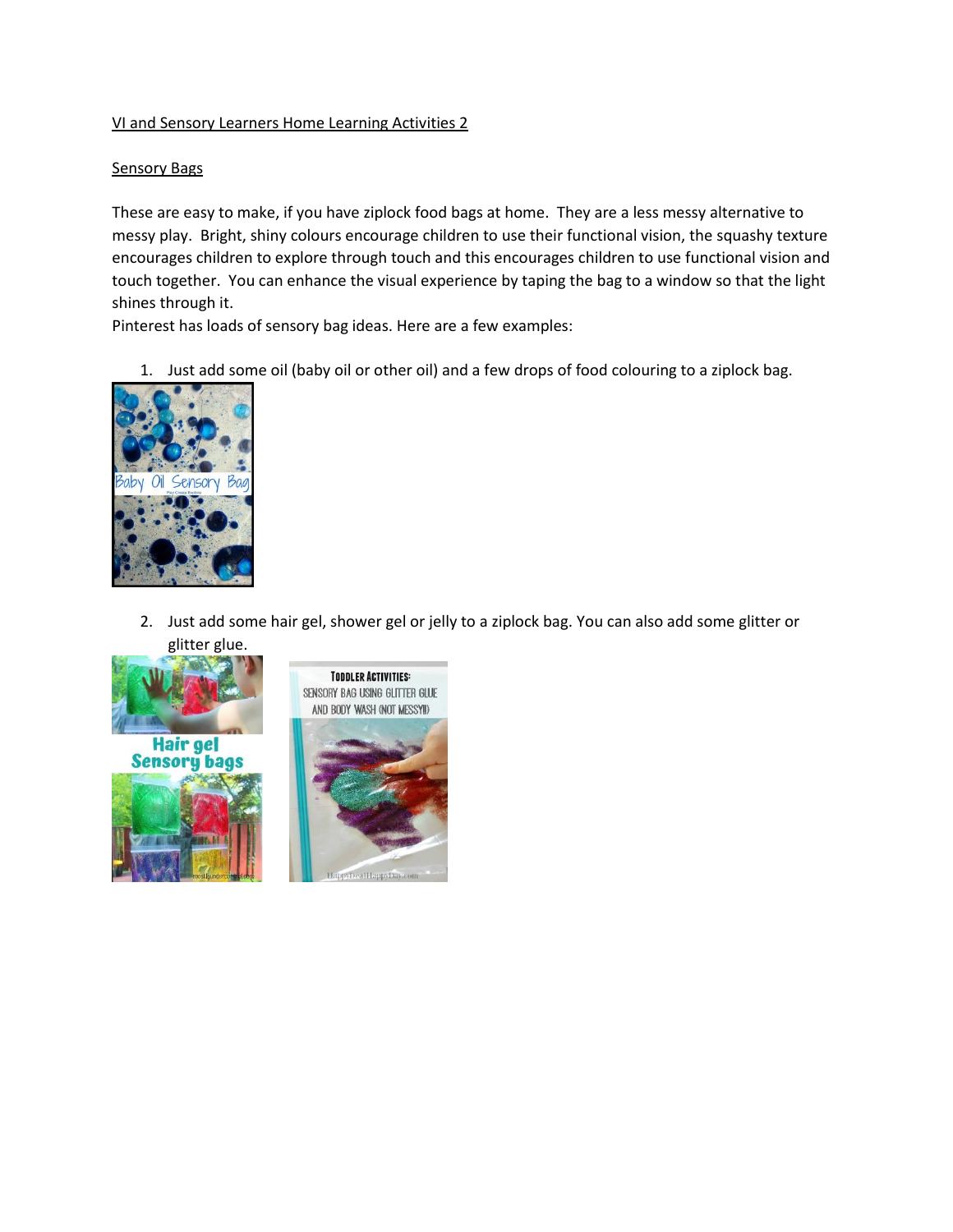VI and Sensory Learners Home Learning Activities 2

Sensory Bags

These are easy to make, if you have ziplock food bags at home. They are a less messy alternative to messy play. Bright, shiny colours encourage children to use their functional vision, the squashy texture encourages children to explore through touch and this encourages children to use functional vision and touch together. You can enhance the visual experience by taping the bag to a window so that the light shines through it.

Pinterest has loads of sensory bag ideas. Here are a few examples:

1. Just add some oil (baby oil or other oil) and a few drops of food colouring to a ziplock bag.

2. Just add some hair gel, shower gel or jelly to a ziplock bag. You can also add some glitter or glitter glue.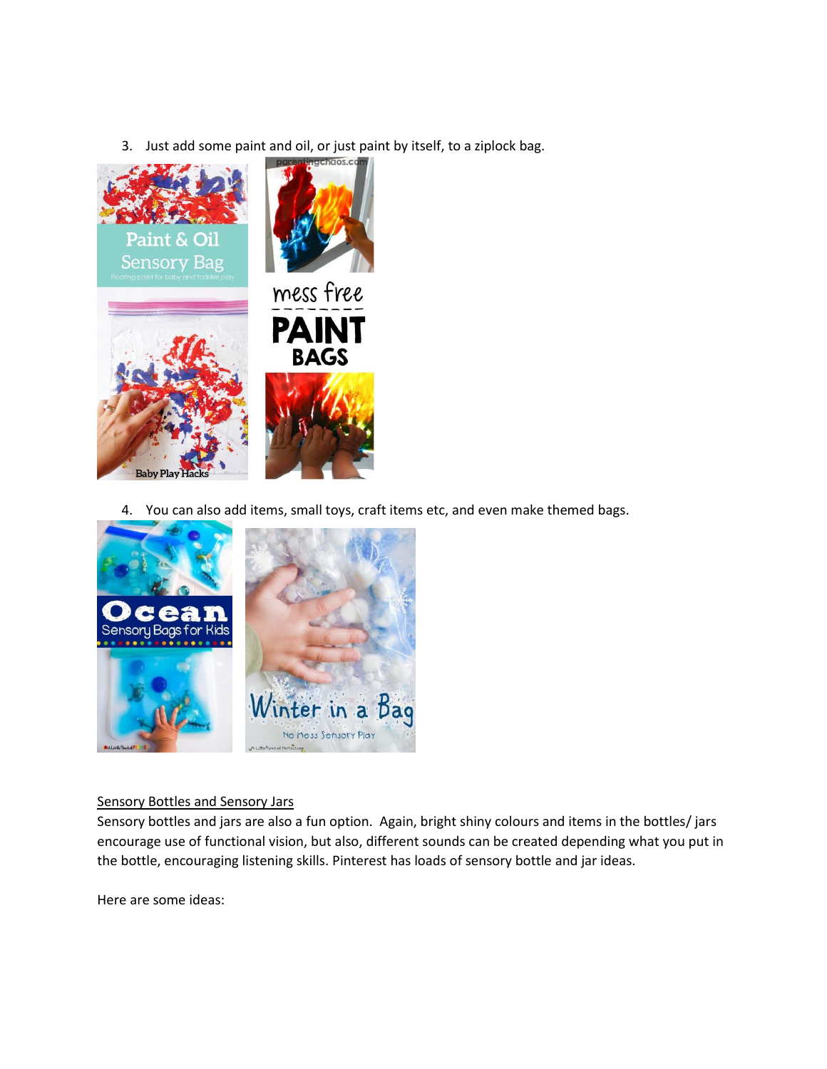3. Just add some paint and oil, or just paint by itself, to a ziplock bag.

4. You can also add items, small toys, craft items etc, and even make themed bags.

Sensory Bottles and Sensory Jars

Sensory bottles and jars are also a fun option. Again, bright shiny colours and items in the bottles/ jars encourage use of functional vision, but also, different sounds can be created depending what you put in the bottle, encouraging listening skills. Pinterest has loads of sensory bottle and jar ideas.

Here are some ideas: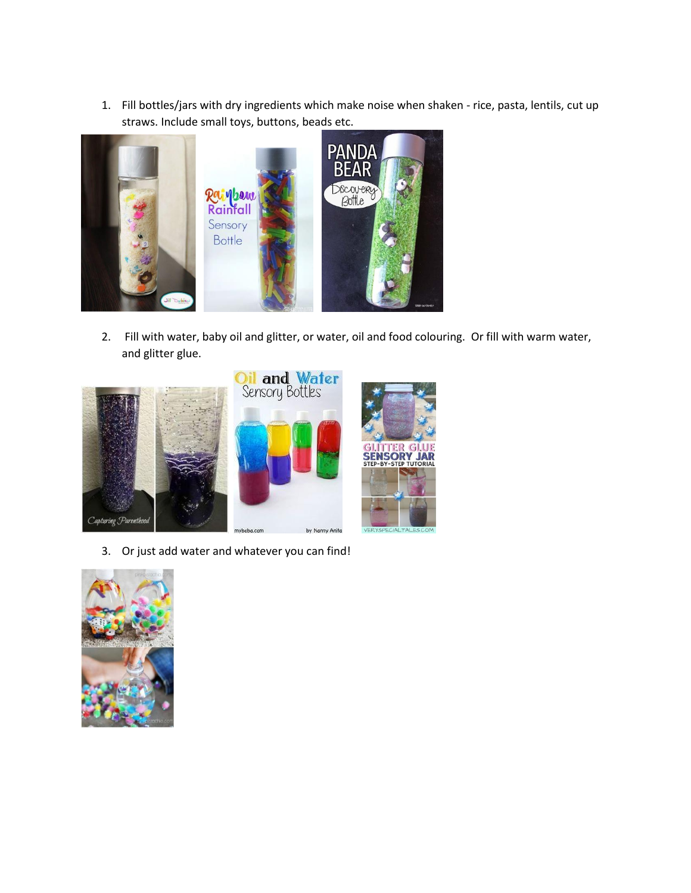1. Fill bottles/jars with dry ingredients which make noise when shaken - rice, pasta, lentils, cut up straws. Include small toys, buttons, beads etc.

2. Fill with water, baby oil and glitter, or water, oil and food colouring. Or fill with warm water, and glitter glue.

3. Or just add water and whatever you can find!